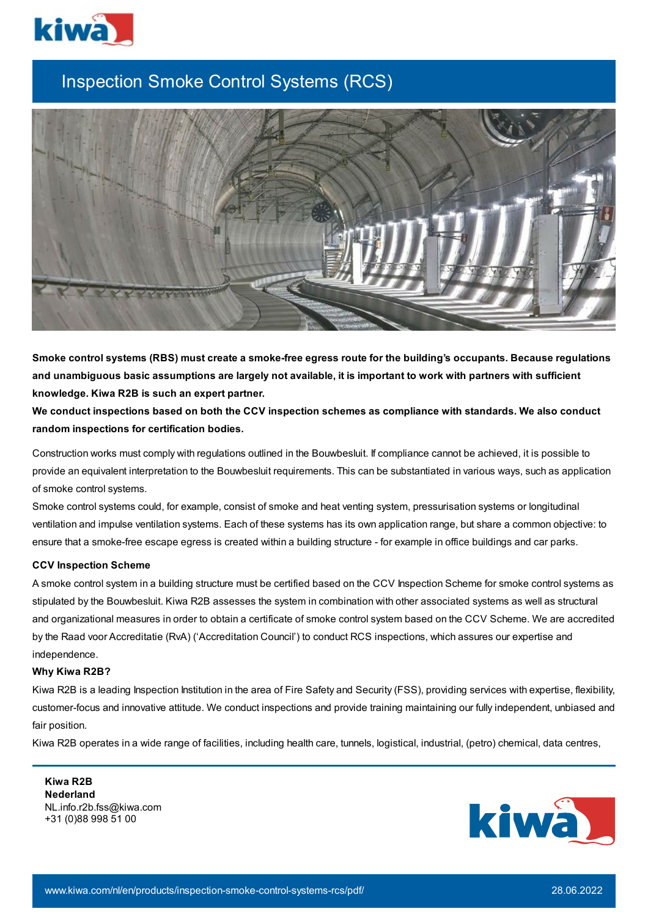# Inspection Smoke Control Systems (RCS)

**Smoke control systems (RBS) must create a smoke-free egress route for the building's occupants. Because regulations and unambiguous basic assumptions are largely not available, it is important to work with partners with sufficient knowledge. Kiwa R2B is such an expert partner.**

**We conduct inspections based on both the CCV inspection schemes as compliance with standards. We also conduct random inspections for certification bodies.**

Construction works must comply with regulations outlined in the Bouwbesluit. If compliance cannot be achieved, it is possible to provide an equivalent interpretation to the Bouwbesluit requirements. This can be substantiated in various ways, such as application of smoke control systems.

Smoke control systems could, for example, consist of smoke and heat venting system, pressurisation systems or longitudinal ventilation and impulse ventilation systems. Each of these systems has its own application range, but share a common objective: to ensure that a smoke-free escape egress is created within a building structure - for example in office buildings and car parks.

### CCV Inspection Scheme

A smoke control system in a building structure must be certified based on the CCV Inspection Scheme for smoke control systems as stipulated by the Bouwbesluit. Kiwa R2B assesses the system in combination with other associated systems as well as structural and organizational measures in order to obtain a certificate of smoke control system based on the CCV Scheme. We are accredited by the Raad voor Accreditatie (RvA) ('Accreditation Council') to conduct RCS inspections, which assures our expertise and independence.

### Why Kiwa R2B?

Kiwa R2B is a leading Inspection Institution in the area of Fire Safety and Security (FSS), providing services with expertise, flexibility, customer-focus and innovative attitude. We conduct inspections and provide training maintaining our fully independent, unbiased and fair position.

Kiwa R2B operates in a wide range of facilities, including health care, tunnels, logistical, industrial, (petro) chemical, data centres,

**Kiwa R2B**
**Nederland**
NL.info.r2b.fss@kiwa.com
+31 (0)88 998 51 00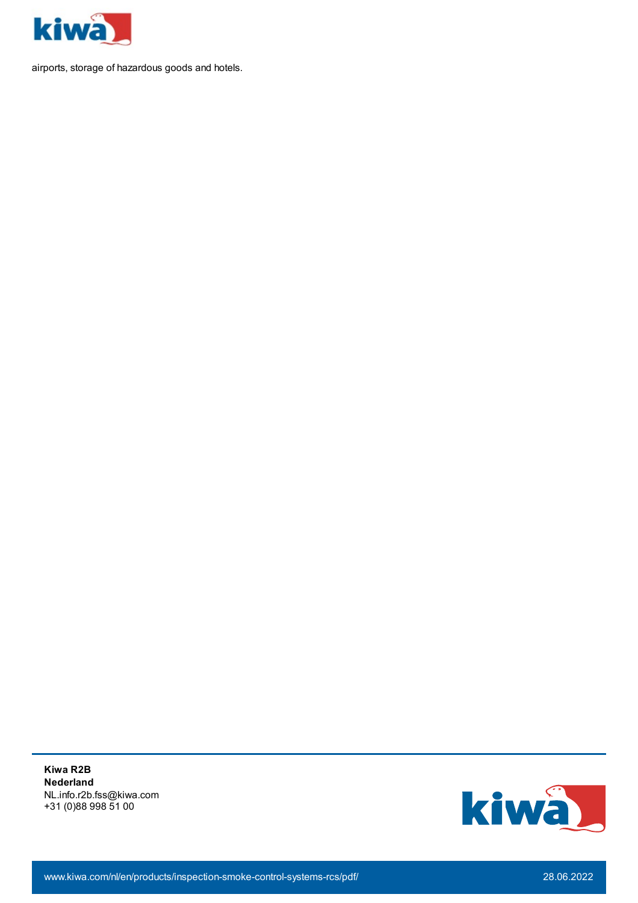airports, storage of hazardous goods and hotels.

**Kiwa R2B**
**Nederland**
NL.info.r2b.fss@kiwa.com
+31 (0)88 998 51 00